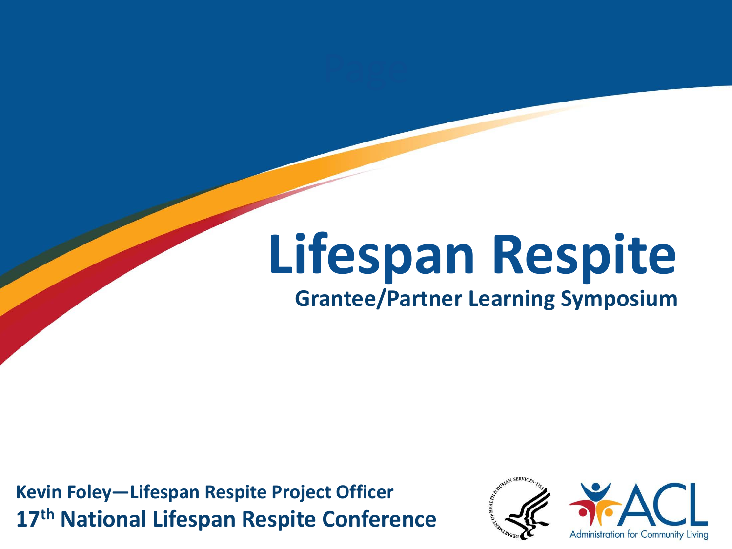# Lifespan Respite

## Grantee/Partner Learning Symposium

**Kevin Foley—Lifespan Respite Project Officer**

**17th National Lifespan Respite Conference**

Administration for Community Living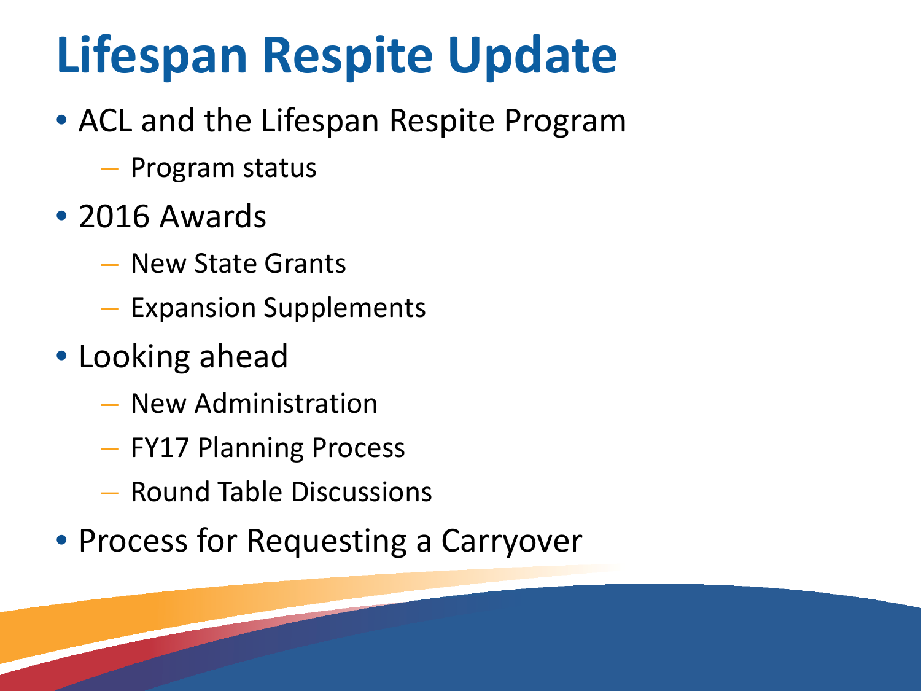# Lifespan Respite Update

- ACL and the Lifespan Respite Program
  - Program status
- 2016 Awards
  - New State Grants
  - Expansion Supplements
- Looking ahead
  - New Administration
  - FY17 Planning Process
  - Round Table Discussions
- Process for Requesting a Carryover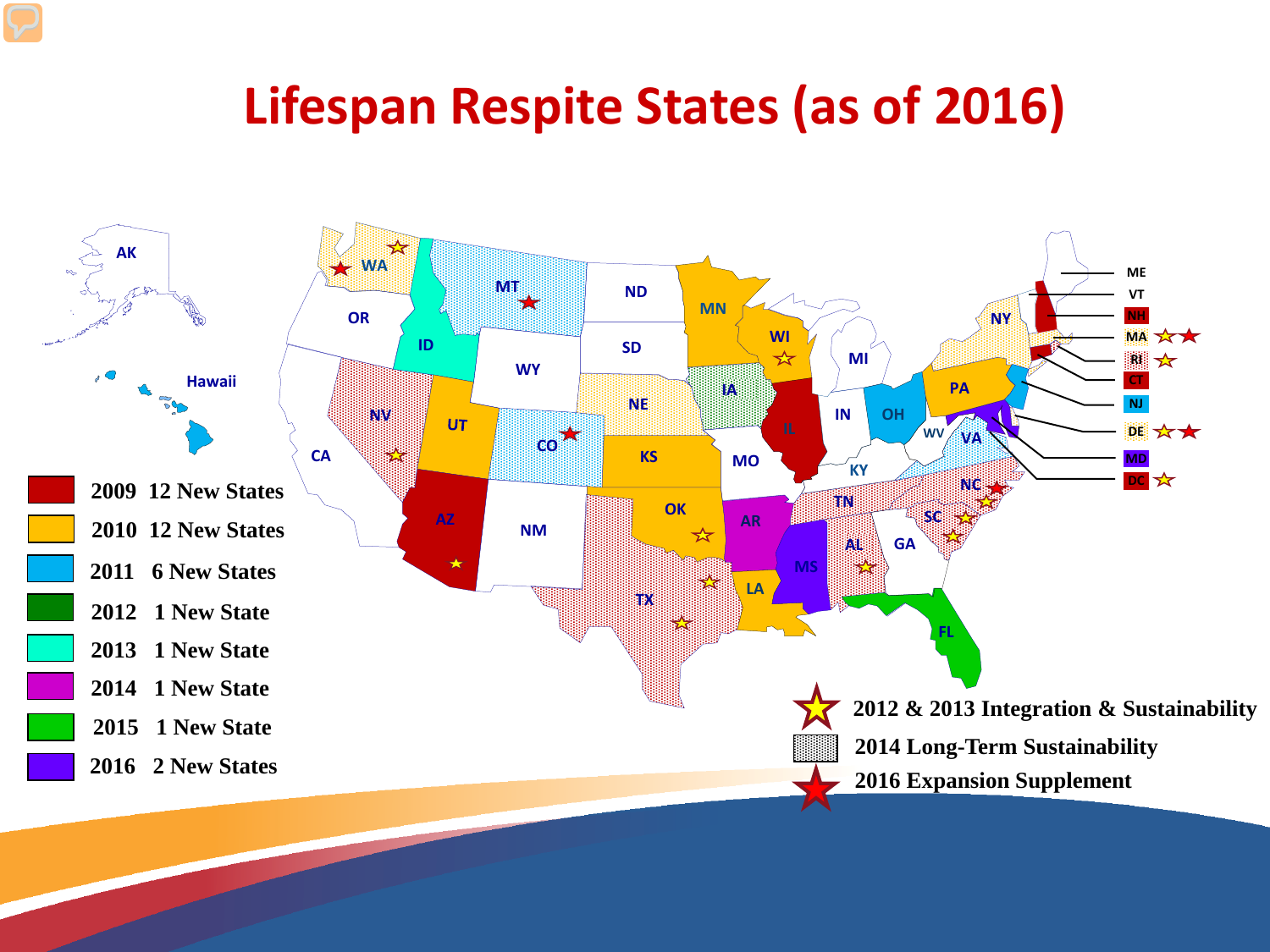# Lifespan Respite States (as of 2016)

- 2009 12 New States
- 2010 12 New States
- 2011 6 New States
- 2012 1 New State
- 2013 1 New State
- 2014 1 New State
- 2015 1 New State
- 2016 2 New States

- 2012 & 2013 Integration & Sustainability
- 2014 Long-Term Sustainability
- 2016 Expansion Supplement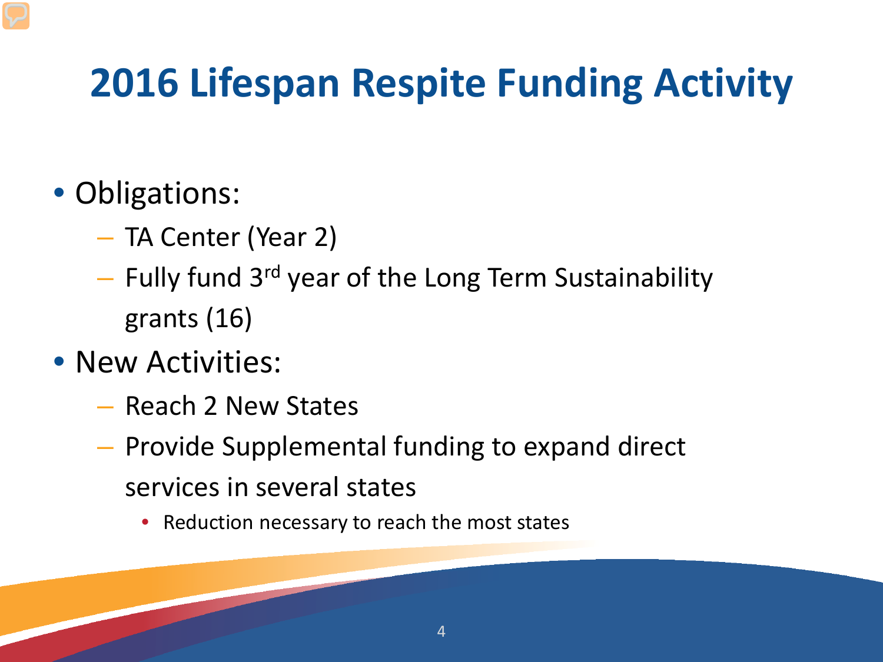# 2016 Lifespan Respite Funding Activity

- Obligations:
  - TA Center (Year 2)
  - Fully fund 3rd year of the Long Term Sustainability grants (16)
- New Activities:
  - Reach 2 New States
  - Provide Supplemental funding to expand direct services in several states
    - Reduction necessary to reach the most states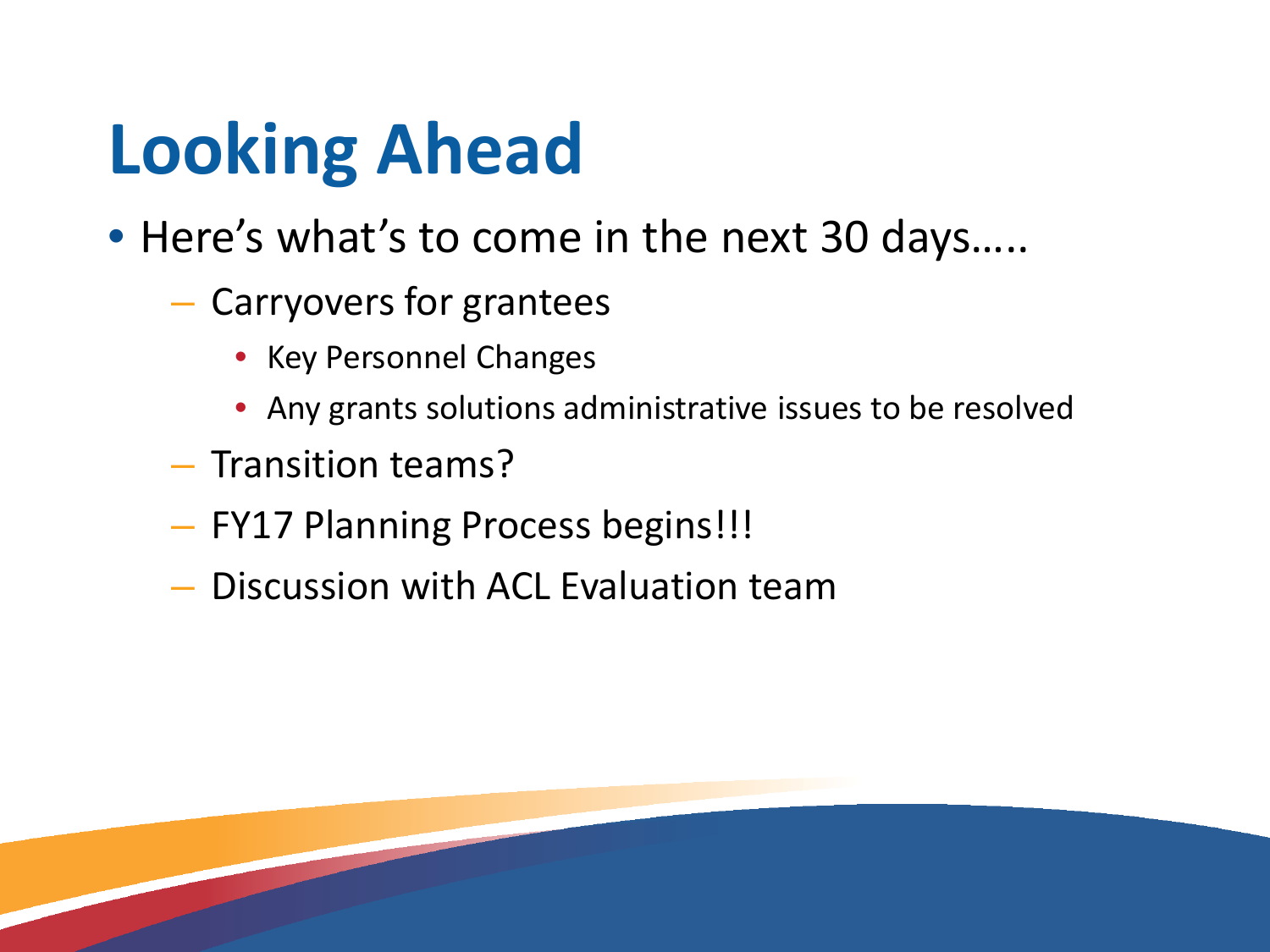# Looking Ahead

- Here's what's to come in the next 30 days…..
  - Carryovers for grantees
    - Key Personnel Changes
    - Any grants solutions administrative issues to be resolved
  - Transition teams?
  - FY17 Planning Process begins!!!
  - Discussion with ACL Evaluation team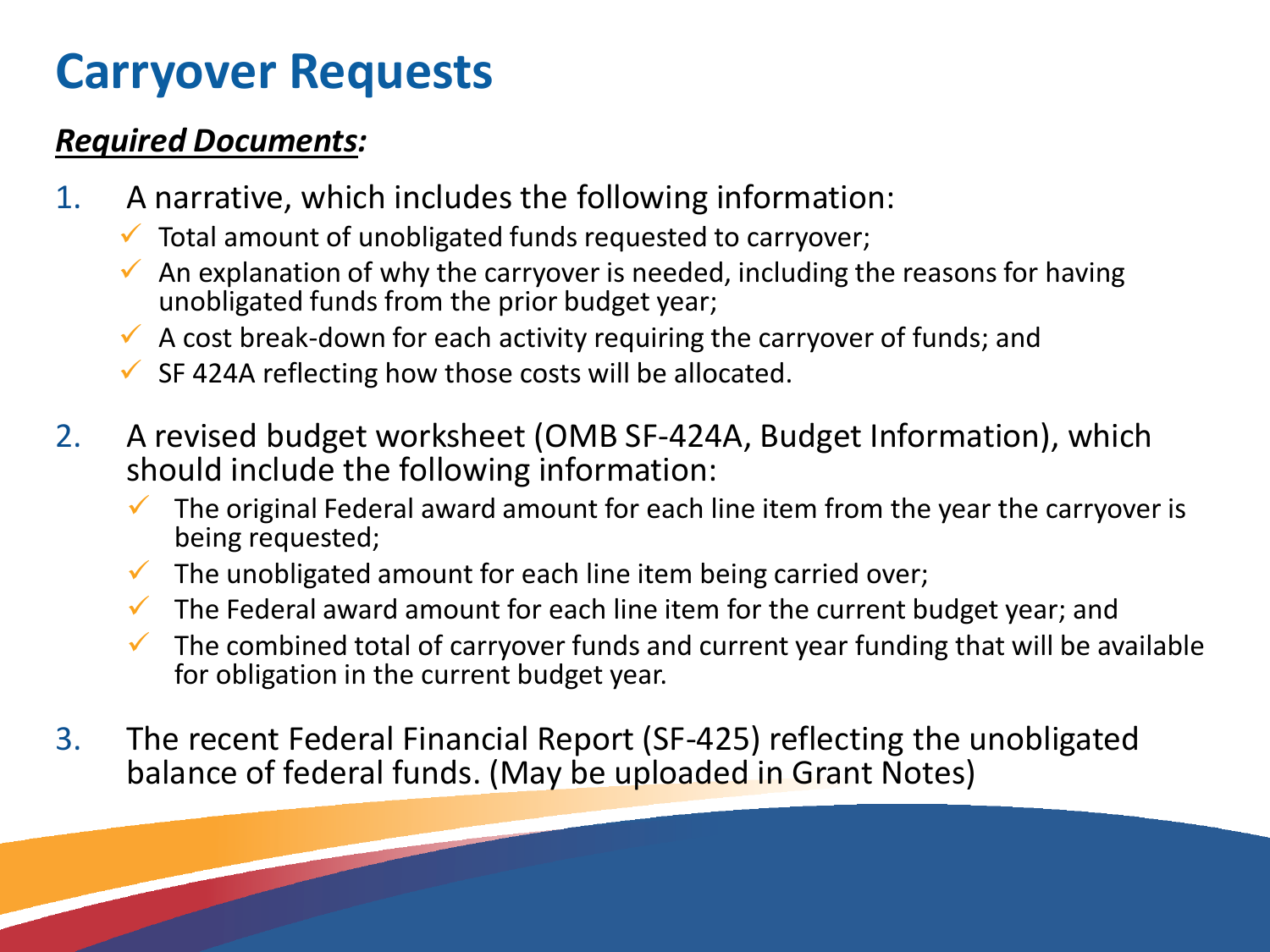# Carryover Requests

***Required Documents:***

1. A narrative, which includes the following information:
   - ✓ Total amount of unobligated funds requested to carryover;
   - ✓ An explanation of why the carryover is needed, including the reasons for having unobligated funds from the prior budget year;
   - ✓ A cost break-down for each activity requiring the carryover of funds; and
   - ✓ SF 424A reflecting how those costs will be allocated.
2. A revised budget worksheet (OMB SF-424A, Budget Information), which should include the following information:
   - ✓ The original Federal award amount for each line item from the year the carryover is being requested;
   - ✓ The unobligated amount for each line item being carried over;
   - ✓ The Federal award amount for each line item for the current budget year; and
   - ✓ The combined total of carryover funds and current year funding that will be available for obligation in the current budget year.
3. The recent Federal Financial Report (SF-425) reflecting the unobligated balance of federal funds. (May be uploaded in Grant Notes)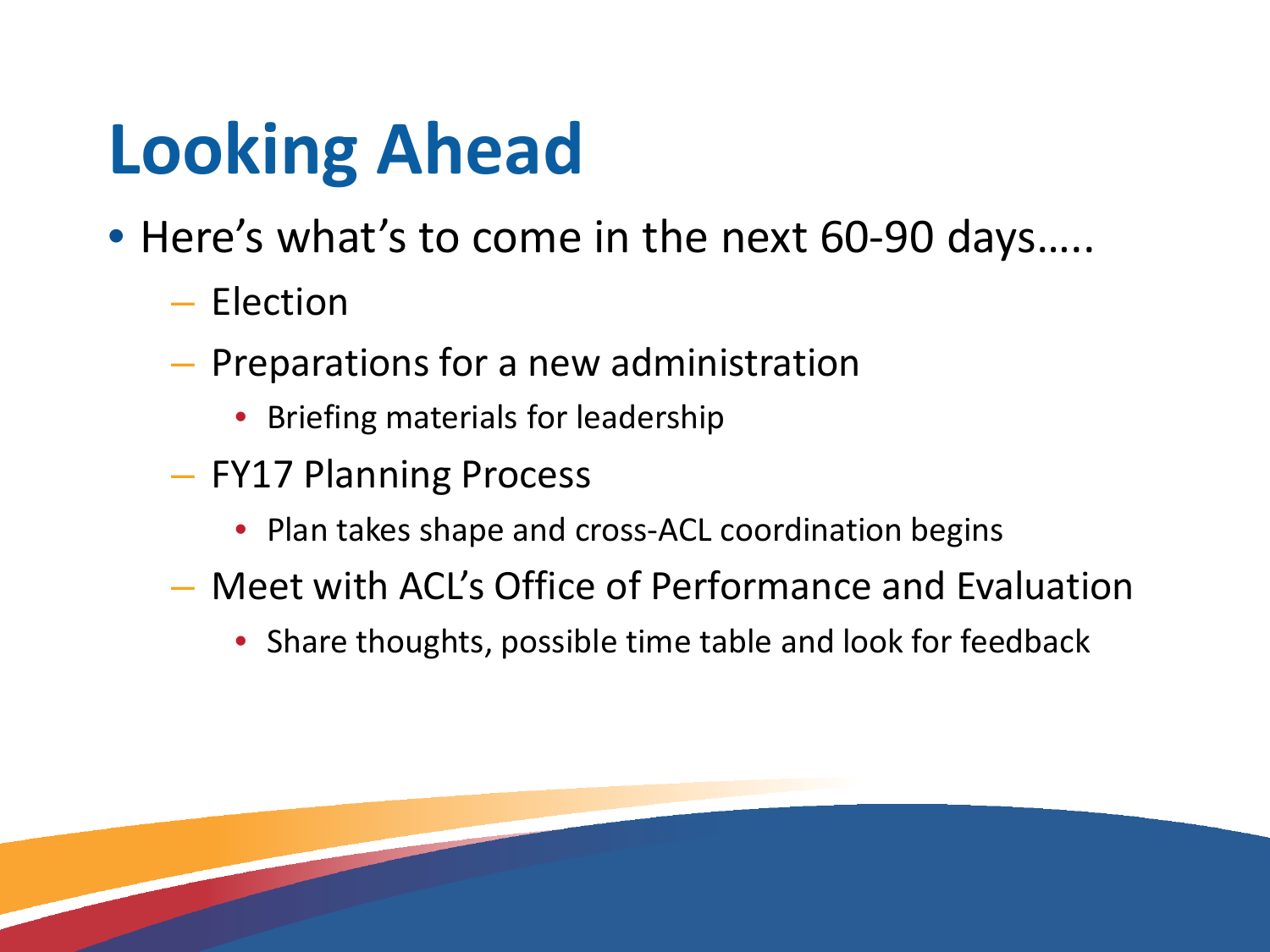# Looking Ahead

- Here's what's to come in the next 60-90 days…..
  - Election
  - Preparations for a new administration
    - Briefing materials for leadership
  - FY17 Planning Process
    - Plan takes shape and cross-ACL coordination begins
  - Meet with ACL's Office of Performance and Evaluation
    - Share thoughts, possible time table and look for feedback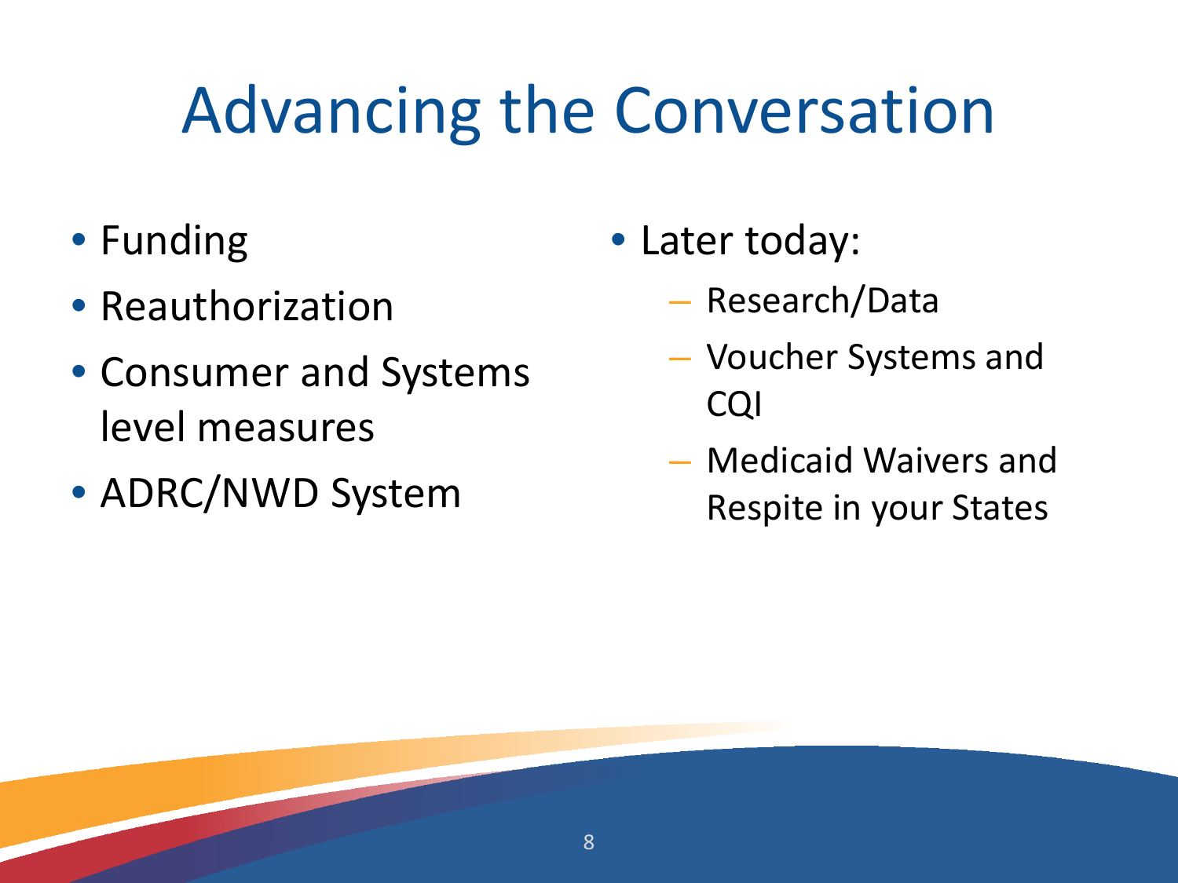# Advancing the Conversation

- Funding
- Reauthorization
- Consumer and Systems level measures
- ADRC/NWD System

- Later today:
  - Research/Data
  - Voucher Systems and CQI
  - Medicaid Waivers and Respite in your States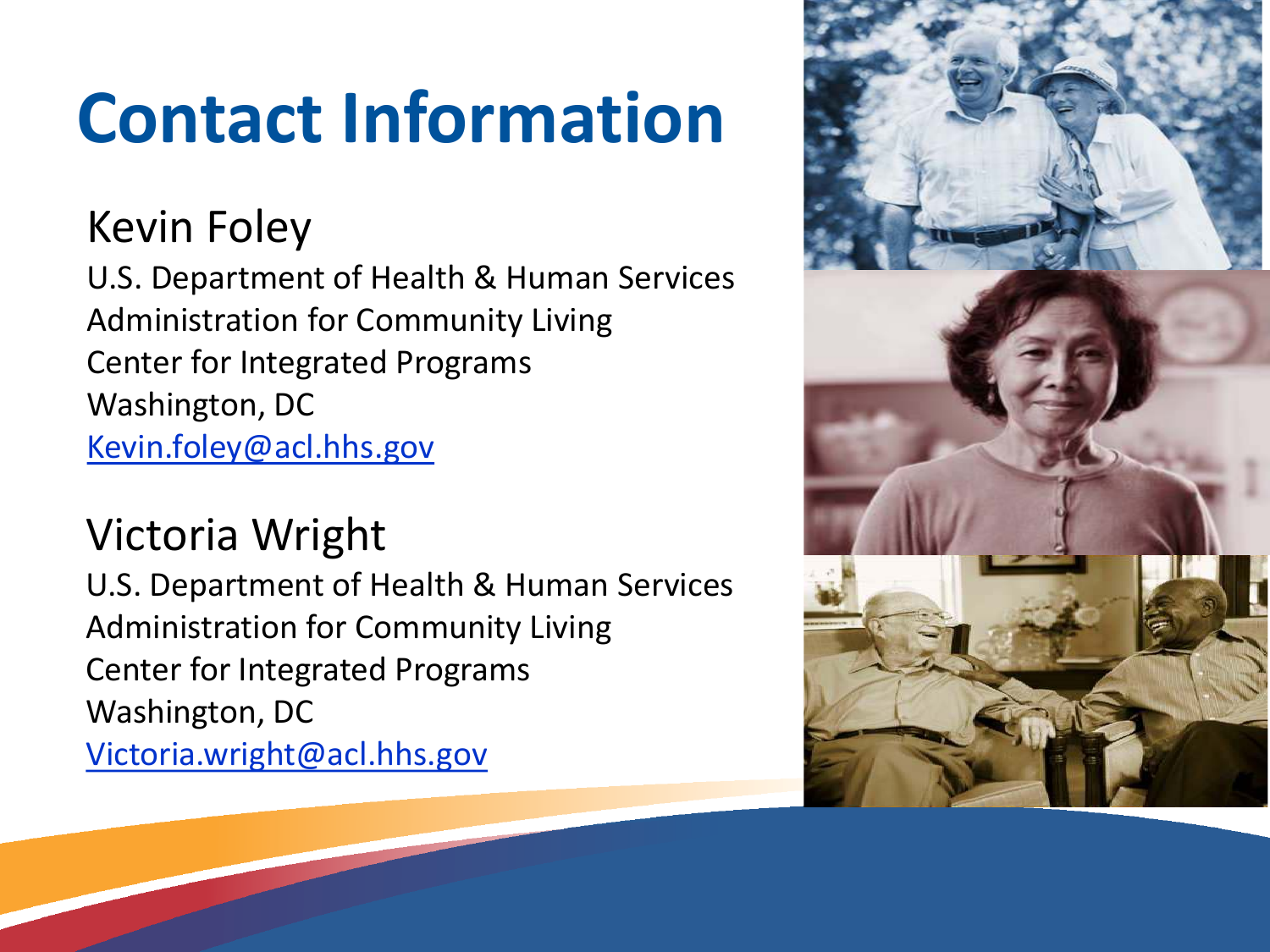# Contact Information

## Kevin Foley

U.S. Department of Health & Human Services
Administration for Community Living
Center for Integrated Programs
Washington, DC
Kevin.foley@acl.hhs.gov

## Victoria Wright

U.S. Department of Health & Human Services
Administration for Community Living
Center for Integrated Programs
Washington, DC
Victoria.wright@acl.hhs.gov